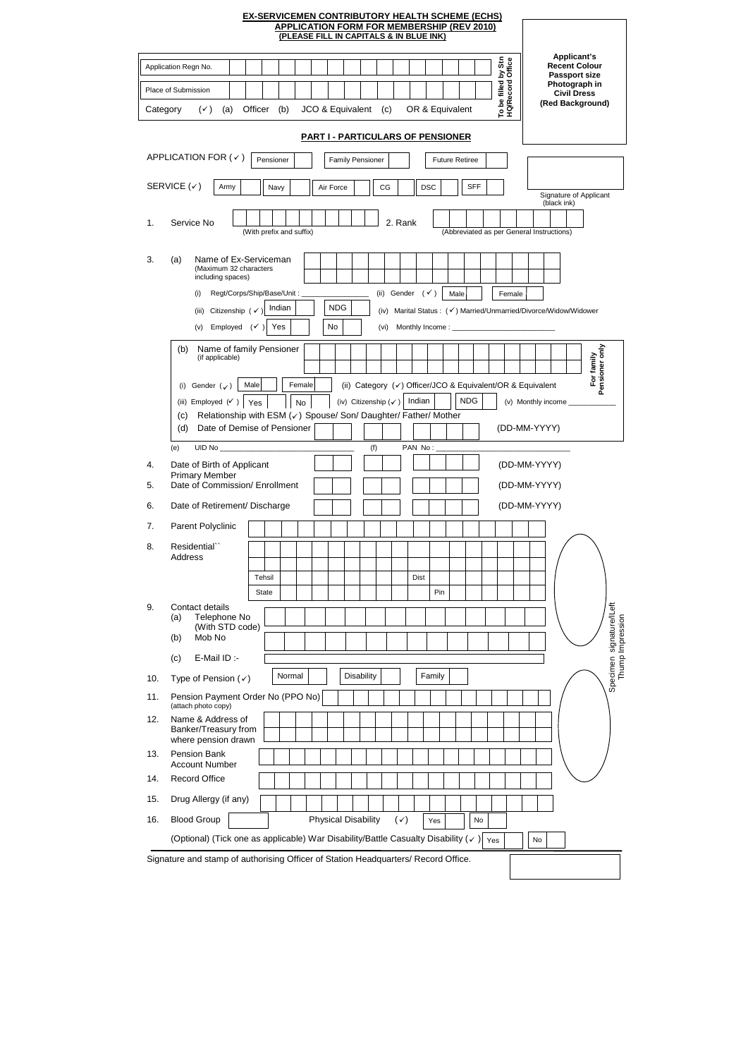# EX-SERVICEMEN CONTRIBUTORY HEALTH SCHEME (ECHS)

## APPLICATION FORM FOR MEMBERSHIP (REV 2010)

**(PLEASE FILL IN CAPITALS & IN BLUE INK)**

| | |
|---|---|
| Application Regn No. | |
| Place of Submission | |
| Category (✓) (a) Officer (b) JCO & Equivalent (c) OR & Equivalent | |

To be filled by Stn HQ/Record Office

**Applicant's Recent Colour Passport size Photograph in Civil Dress (Red Background)**

### PART I - PARTICULARS OF PENSIONER

APPLICATION FOR (✓) Pensioner [ ] Family Pensioner [ ] Future Retiree [ ]

SERVICE (✓) Army [ ] Navy [ ] Air Force [ ] CG [ ] DSC [ ] SFF [ ]

Signature of Applicant (black ink)

1. Service No (With prefix and suffix) 2. Rank (Abbreviated as per General Instructions)

3. (a) Name of Ex-Serviceman (Maximum 32 characters including spaces)
   - (i) Regt/Corps/Ship/Base/Unit : ________________ (ii) Gender (✓) Male [ ] Female [ ]
   - (iii) Citizenship (✓) Indian [ ] NDG [ ] (iv) Marital Status : (✓) Married/Unmarried/Divorce/Widow/Widower
   - (v) Employed (✓) Yes [ ] No [ ] (vi) Monthly Income : ________________________

   (b) Name of family Pensioner (if applicable)
   - (i) Gender (✓) Male [ ] Female [ ] (ii) Category (✓) Officer/JCO & Equivalent/OR & Equivalent
   - (iii) Employed (✓) Yes [ ] No [ ] (iv) Citizenship (✓) Indian [ ] NDG [ ] (v) Monthly income ____________

   (c) Relationship with ESM (✓) Spouse/ Son/ Daughter/ Father/ Mother

   (d) Date of Demise of Pensioner (DD-MM-YYYY)

   For family Pensioner only

   (e) UID No ______________________________ (f) PAN No : ______________________________

4. Date of Birth of Applicant Primary Member (DD-MM-YYYY)
5. Date of Commission/ Enrollment (DD-MM-YYYY)
6. Date of Retirement/ Discharge (DD-MM-YYYY)
7. Parent Polyclinic
8. Residential`` Address
   - Tehsil
   - Dist
   - State
   - Pin
9. Contact details
   - (a) Telephone No (With STD code)
   - (b) Mob No
   - (c) E-Mail ID :-
10. Type of Pension (✓) Normal [ ] Disability [ ] Family [ ]
11. Pension Payment Order No (PPO No) (attach photo copy)
12. Name & Address of Banker/Treasury from where pension drawn
13. Pension Bank Account Number
14. Record Office
15. Drug Allergy (if any)
16. Blood Group [ ] Physical Disability (✓) Yes [ ] No [ ]

(Optional) (Tick one as applicable) War Disability/Battle Casualty Disability (✓) Yes [ ] No [ ]

Specimen signature/Left Thump Impression

Signature and stamp of authorising Officer of Station Headquarters/ Record Office.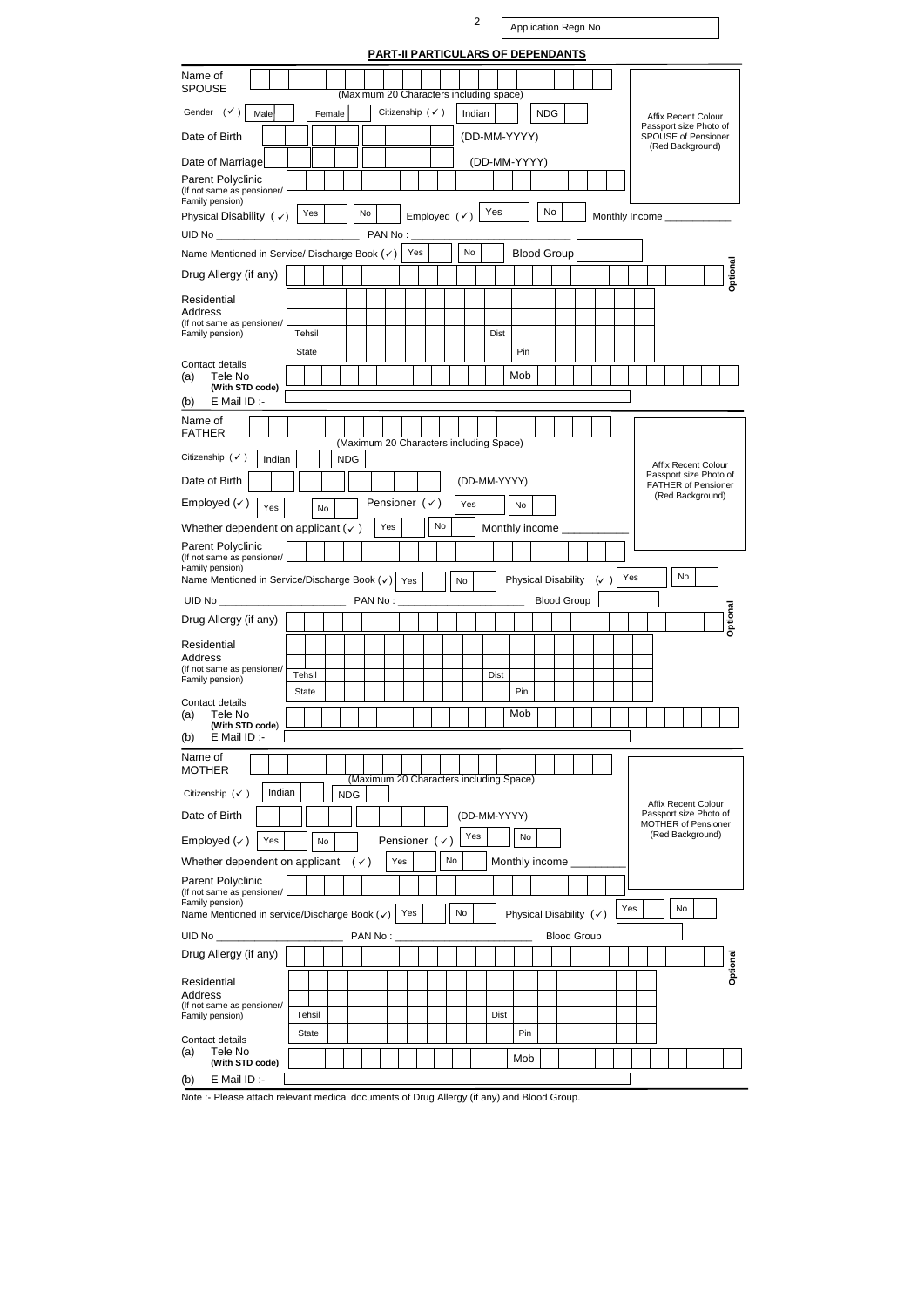Application Regn No

## PART-II PARTICULARS OF DEPENDANTS

### SPOUSE

Name of SPOUSE: (Maximum 20 Characters including space)

Gender (✓) Male / Female — Citizenship (✓) Indian / NDG

Date of Birth (DD-MM-YYYY)

Date of Marriage (DD-MM-YYYY)

Parent Polyclinic (If not same as pensioner/ Family pension)

Physical Disability (✓) Yes / No — Employed (✓) Yes / No — Monthly Income ___________

UID No ________________________ PAN No : ________________________

Name Mentioned in Service/ Discharge Book (✓) Yes / No — Blood Group

Drug Allergy (if any) — Optional

Residential Address (If not same as pensioner/ Family pension)
Tehsil — Dist
State — Pin

Contact details
(a) Tele No (With STD code) — Mob
(b) E Mail ID :-

Affix Recent Colour Passport size Photo of SPOUSE of Pensioner (Red Background)

### FATHER

Name of FATHER: (Maximum 20 Characters including Space)

Citizenship (✓) Indian / NDG

Date of Birth (DD-MM-YYYY)

Employed (✓) Yes / No — Pensioner (✓) Yes / No

Whether dependent on applicant (✓) Yes / No — Monthly income ___________

Parent Polyclinic (If not same as pensioner/ Family pension)

Name Mentioned in Service/Discharge Book (✓) Yes / No — Physical Disability (✓) Yes / No

UID No ______________________ PAN No : ______________________ Blood Group

Drug Allergy (if any) — Optional

Residential Address (If not same as pensioner/ Family pension)
Tehsil — Dist
State — Pin

Contact details
(a) Tele No (With STD code) — Mob
(b) E Mail ID :-

Affix Recent Colour Passport size Photo of FATHER of Pensioner (Red Background)

### MOTHER

Name of MOTHER: (Maximum 20 Characters including Space)

Citizenship (✓) Indian / NDG

Date of Birth (DD-MM-YYYY)

Employed (✓) Yes / No — Pensioner (✓) Yes / No

Whether dependent on applicant (✓) Yes / No — Monthly income _________

Parent Polyclinic (If not same as pensioner/ Family pension)

Name Mentioned in service/Discharge Book (✓) Yes / No — Physical Disability (✓) Yes / No

UID No _______________________ PAN No : _________________________ Blood Group

Drug Allergy (if any) — Optional

Residential Address (If not same as pensioner/ Family pension)
Tehsil — Dist
State — Pin

Contact details
(a) Tele No (With STD code) — Mob
(b) E Mail ID :-

Affix Recent Colour Passport size Photo of MOTHER of Pensioner (Red Background)

Note :- Please attach relevant medical documents of Drug Allergy (if any) and Blood Group.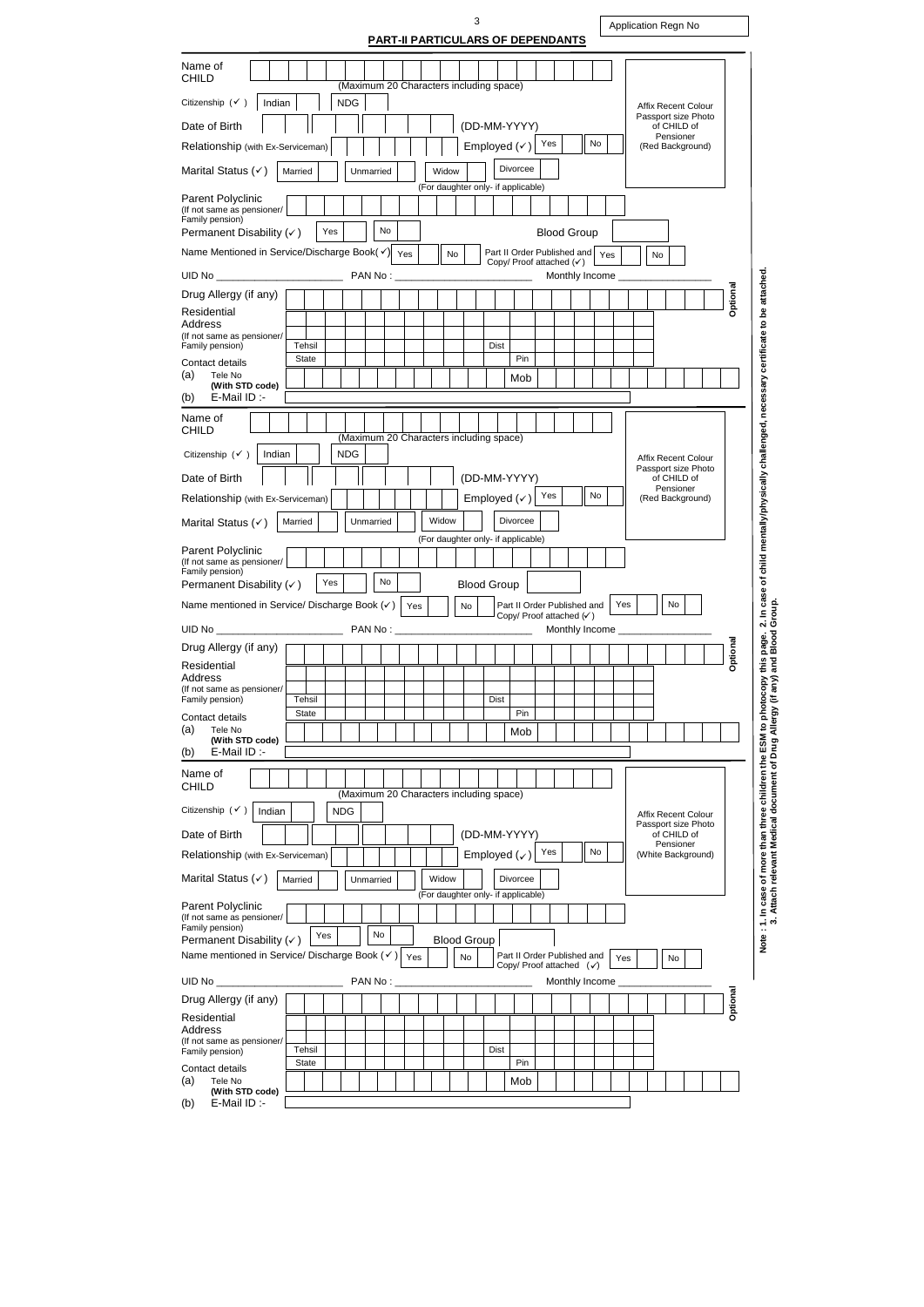Application Regn No

## PART-II PARTICULARS OF DEPENDANTS

Name of CHILD (Maximum 20 Characters including space)

Citizenship (✓) Indian [ ] NDG [ ]

Date of Birth (DD-MM-YYYY)

Relationship (with Ex-Serviceman) Employed (✓) Yes [ ] No [ ]

Marital Status (✓) Married [ ] Unmarried [ ] Widow [ ] Divorcee [ ] (For daughter only- if applicable)

Affix Recent Colour Passport size Photo of CHILD of Pensioner (Red Background)

Parent Polyclinic (If not same as pensioner/ Family pension)

Permanent Disability (✓) Yes [ ] No [ ] Blood Group

Name Mentioned in Service/Discharge Book(✓) Yes [ ] No [ ] Part II Order Published and Copy/ Proof attached (✓) Yes [ ] No [ ]

UID No ____________ PAN No : ____________ Monthly Income ____________

Drug Allergy (if any) Optional

Residential Address (If not same as pensioner/ Family pension) Tehsil Dist State Pin

Contact details
(a) Tele No (With STD code) Mob
(b) E-Mail ID :-

---

Name of CHILD (Maximum 20 Characters including space)

Citizenship (✓) Indian [ ] NDG [ ]

Date of Birth (DD-MM-YYYY)

Relationship (with Ex-Serviceman) Employed (✓) Yes [ ] No [ ]

Marital Status (✓) Married [ ] Unmarried [ ] Widow [ ] Divorcee [ ] (For daughter only- if applicable)

Affix Recent Colour Passport size Photo of CHILD of Pensioner (Red Background)

Parent Polyclinic (If not same as pensioner/ Family pension)

Permanent Disability (✓) Yes [ ] No [ ] Blood Group

Name mentioned in Service/ Discharge Book (✓) Yes [ ] No [ ] Part II Order Published and Copy/ Proof attached (✓) Yes [ ] No [ ]

UID No ____________ PAN No : ____________ Monthly Income ____________

Drug Allergy (if any) Optional

Residential Address (If not same as pensioner/ Family pension) Tehsil Dist State Pin

Contact details
(a) Tele No (With STD code) Mob
(b) E-Mail ID :-

---

Name of CHILD (Maximum 20 Characters including space)

Citizenship (✓) Indian [ ] NDG [ ]

Date of Birth (DD-MM-YYYY)

Relationship (with Ex-Serviceman) Employed (✓) Yes [ ] No [ ]

Marital Status (✓) Married [ ] Unmarried [ ] Widow [ ] Divorcee [ ] (For daughter only- if applicable)

Affix Recent Colour Passport size Photo of CHILD of Pensioner (White Background)

Parent Polyclinic (If not same as pensioner/ Family pension)

Permanent Disability (✓) Yes [ ] No [ ] Blood Group

Name mentioned in Service/ Discharge Book (✓) Yes [ ] No [ ] Part II Order Published and Copy/ Proof attached (✓) Yes [ ] No [ ]

UID No ____________ PAN No : ____________ Monthly Income ____________

Drug Allergy (if any) Optional

Residential Address (If not same as pensioner/ Family pension) Tehsil Dist State Pin

Contact details
(a) Tele No (With STD code) Mob
(b) E-Mail ID :-

**Note : 1. In case of more than three children the ESM to photocopy this page. 2. In case of child mentally/physically challenged, necessary certificate to be attached. 3. Attach relevant Medical document of Drug Allergy (if any) and Blood Group.**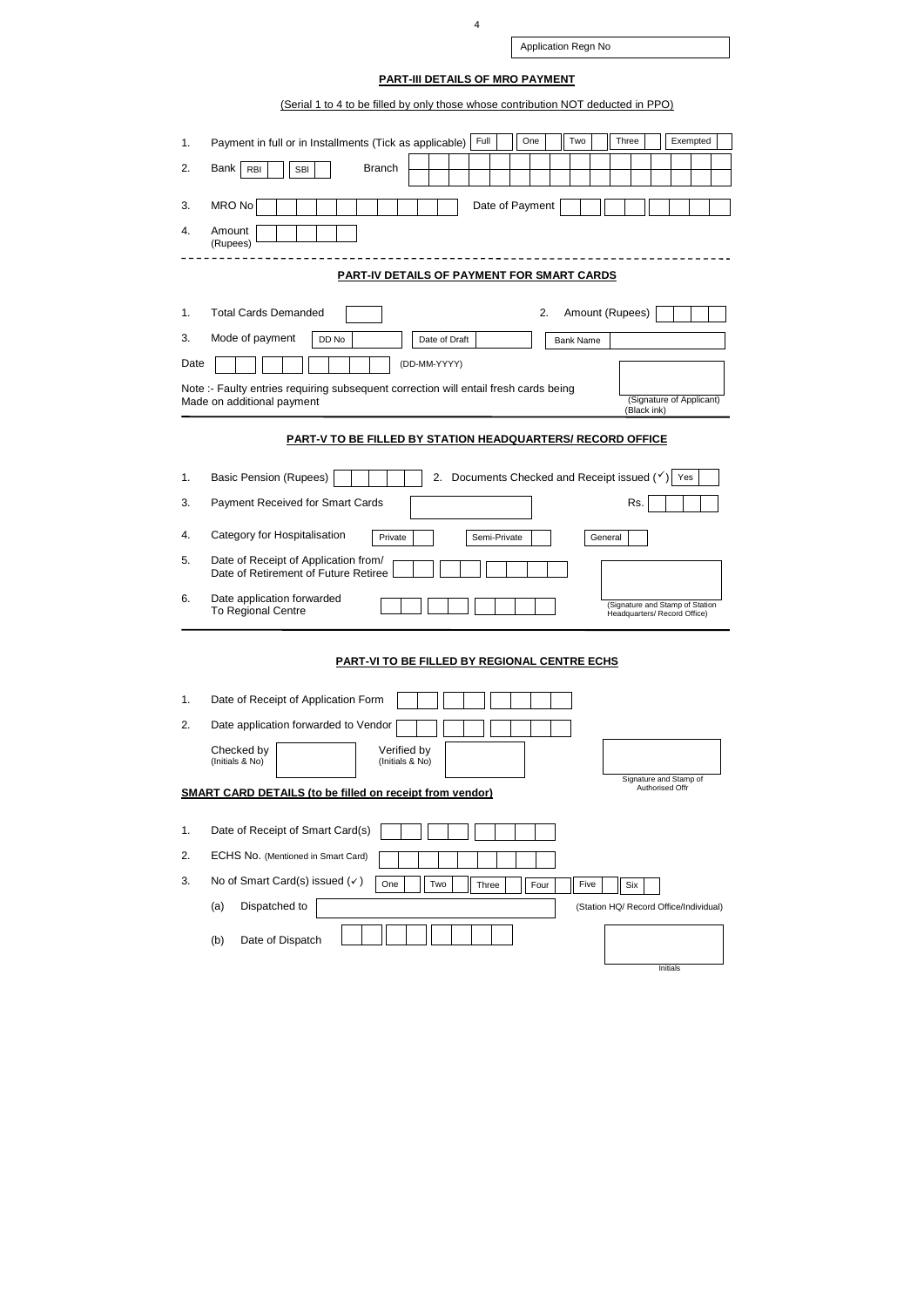Application Regn No

## PART-III DETAILS OF MRO PAYMENT

(Serial 1 to 4 to be filled by only those whose contribution NOT deducted in PPO)

1. Payment in full or in Installments (Tick as applicable) Full [ ] One [ ] Two [ ] Three [ ] Exempted [ ]
2. Bank RBI [ ] SBI [ ] Branch
3. MRO No Date of Payment
4. Amount (Rupees)

---

## PART-IV DETAILS OF PAYMENT FOR SMART CARDS

1. Total Cards Demanded
2. Amount (Rupees)
3. Mode of payment DD No Date of Draft Bank Name

Date (DD-MM-YYYY)

Note :- Faulty entries requiring subsequent correction will entail fresh cards being Made on additional payment

(Signature of Applicant) (Black ink)

## PART-V TO BE FILLED BY STATION HEADQUARTERS/ RECORD OFFICE

1. Basic Pension (Rupees)
2. Documents Checked and Receipt issued (✓) Yes [ ]
3. Payment Received for Smart Cards Rs.
4. Category for Hospitalisation Private [ ] Semi-Private [ ] General [ ]
5. Date of Receipt of Application from/ Date of Retirement of Future Retiree
6. Date application forwarded To Regional Centre

(Signature and Stamp of Station Headquarters/ Record Office)

## PART-VI TO BE FILLED BY REGIONAL CENTRE ECHS

1. Date of Receipt of Application Form
2. Date application forwarded to Vendor

Checked by (Initials & No) Verified by (Initials & No)

Signature and Stamp of Authorised Offr

**SMART CARD DETAILS (to be filled on receipt from vendor)**

1. Date of Receipt of Smart Card(s)
2. ECHS No. (Mentioned in Smart Card)
3. No of Smart Card(s) issued (✓) One [ ] Two [ ] Three [ ] Four [ ] Five [ ] Six [ ]
   (a) Dispatched to (Station HQ/ Record Office/Individual)
   (b) Date of Dispatch

Initials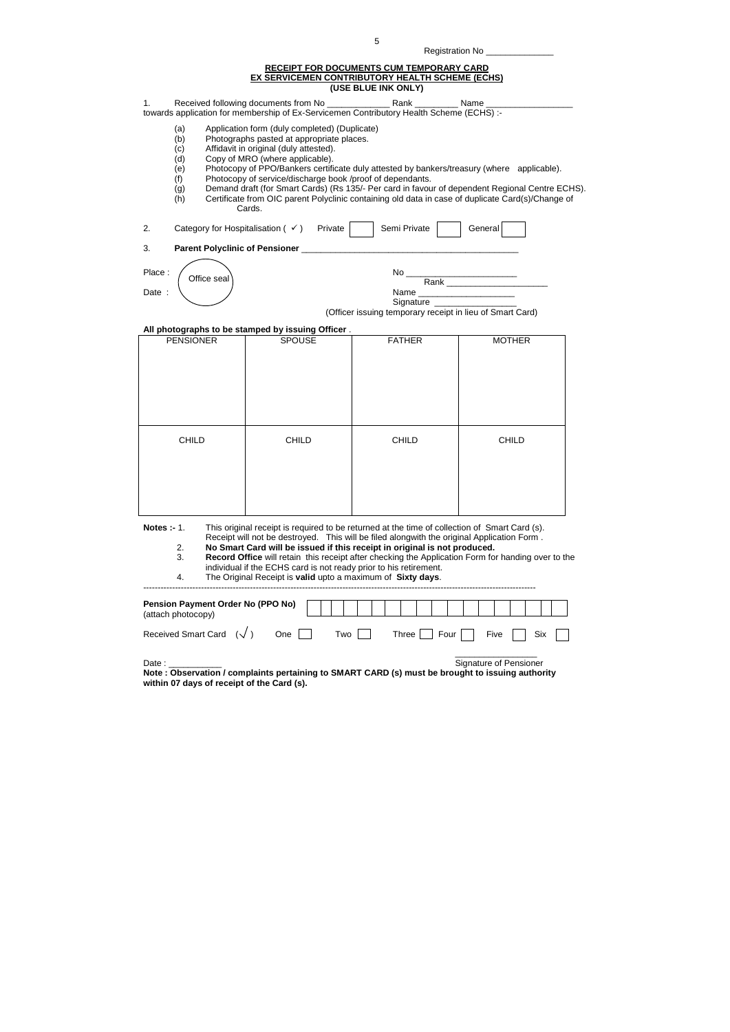Registration No ______________

## RECEIPT FOR DOCUMENTS CUM TEMPORARY CARD
## EX SERVICEMEN CONTRIBUTORY HEALTH SCHEME (ECHS)
**(USE BLUE INK ONLY)**

1. Received following documents from No _____________ Rank _________ Name __________________ towards application for membership of Ex-Servicemen Contributory Health Scheme (ECHS) :-

   (a) Application form (duly completed) (Duplicate)
   (b) Photographs pasted at appropriate places.
   (c) Affidavit in original (duly attested).
   (d) Copy of MRO (where applicable).
   (e) Photocopy of PPO/Bankers certificate duly attested by bankers/treasury (where applicable).
   (f) Photocopy of service/discharge book /proof of dependants.
   (g) Demand draft (for Smart Cards) (Rs 135/- Per card in favour of dependent Regional Centre ECHS).
   (h) Certificate from OIC parent Polyclinic containing old data in case of duplicate Card(s)/Change of Cards.

2. Category for Hospitalisation ( ✓ ) Private [ ] Semi Private [ ] General [ ]

3. **Parent Polyclinic of Pensioner** ________________________________________________

Place :
Date :

(Office seal)

No ______________________
Rank ____________________
Name ___________________
Signature ________________
(Officer issuing temporary receipt in lieu of Smart Card)

**All photographs to be stamped by issuing Officer** .

| PENSIONER | SPOUSE | FATHER | MOTHER |
|---|---|---|---|
| | | | |
| CHILD | CHILD | CHILD | CHILD |
| | | | |

**Notes :-** 1. This original receipt is required to be returned at the time of collection of Smart Card (s). Receipt will not be destroyed. This will be filed alongwith the original Application Form .

2. **No Smart Card will be issued if this receipt in original is not produced.**

3. **Record Office** will retain this receipt after checking the Application Form for handing over to the individual if the ECHS card is not ready prior to his retirement.

4. The Original Receipt is **valid** upto a maximum of **Sixty days**.

---

**Pension Payment Order No (PPO No)** (attach photocopy) [ | | | | | | | | | | | | | | | | | ]

Received Smart Card ($\surd$) One [ ] Two [ ] Three [ ] Four [ ] Five [ ] Six [ ]

Date : ___________

_________________
Signature of Pensioner

**Note : Observation / complaints pertaining to SMART CARD (s) must be brought to issuing authority within 07 days of receipt of the Card (s).**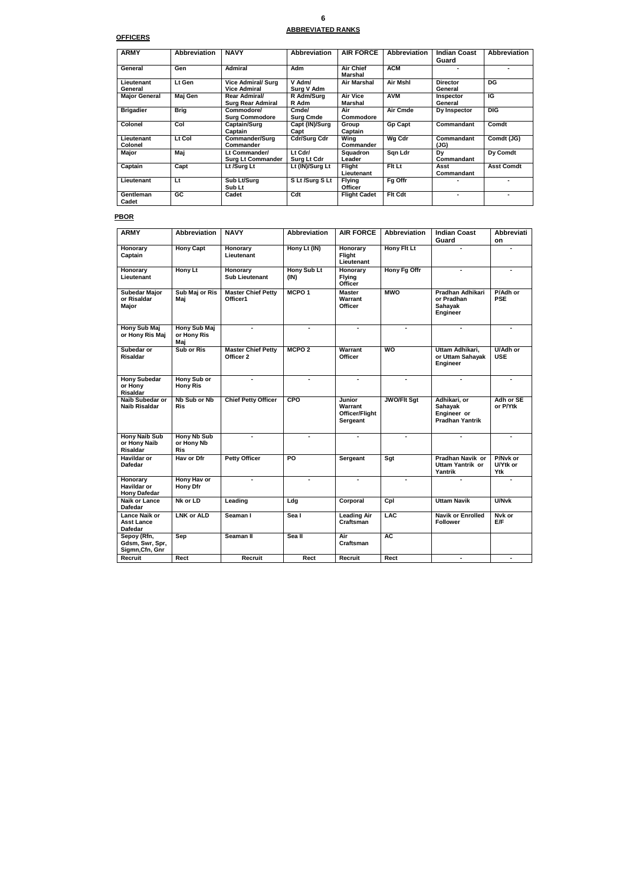## ABBREVIATED RANKS

**OFFICERS**

| ARMY | Abbreviation | NAVY | Abbreviation | AIR FORCE | Abbreviation | Indian Coast Guard | Abbreviation |
|---|---|---|---|---|---|---|---|
| General | Gen | Admiral | Adm | Air Chief Marshal | ACM | - | - |
| Lieutenant General | Lt Gen | Vice Admiral/ Surg Vice Admiral | V Adm/ Surg V Adm | Air Marshal | Air Mshl | Director General | DG |
| Major General | Maj Gen | Rear Admiral/ Surg Rear Admiral | R Adm/Surg R Adm | Air Vice Marshal | AVM | Inspector General | IG |
| Brigadier | Brig | Commodore/ Surg Commodore | Cmde/ Surg Cmde | Air Commodore | Air Cmde | Dy Inspector | DIG |
| Colonel | Col | Captain/Surg Captain | Capt (IN)/Surg Capt | Group Captain | Gp Capt | Commandant | Comdt |
| Lieutenant Colonel | Lt Col | Commander/Surg Commander | Cdr/Surg Cdr | Wing Commander | Wg Cdr | Commandant (JG) | Comdt (JG) |
| Major | Maj | Lt Commander/ Surg Lt Commander | Lt Cdr/ Surg Lt Cdr | Squadron Leader | Sqn Ldr | Dy Commandant | Dy Comdt |
| Captain | Capt | Lt /Surg Lt | Lt (IN)/Surg Lt | Flight Lieutenant | Flt Lt | Asst Commandant | Asst Comdt |
| Lieutenant | Lt | Sub Lt/Surg Sub Lt | S Lt /Surg S Lt | Flying Officer | Fg Offr | - | - |
| Gentleman Cadet | GC | Cadet | Cdt | Flight Cadet | Flt Cdt | - | - |

**PBOR**

| ARMY | Abbreviation | NAVY | Abbreviation | AIR FORCE | Abbreviation | Indian Coast Guard | Abbreviation |
|---|---|---|---|---|---|---|---|
| Honorary Captain | Hony Capt | Honorary Lieutenant | Hony Lt (IN) | Honorary Flight Lieutenant | Hony Flt Lt | - | - |
| Honorary Lieutenant | Hony Lt | Honorary Sub Lieutenant | Hony Sub Lt (IN) | Honorary Flying Officer | Hony Fg Offr | - | - |
| Subedar Major or Risaldar Major | Sub Maj or Ris Maj | Master Chief Petty Officer1 | MCPO 1 | Master Warrant Officer | MWO | Pradhan Adhikari or Pradhan Sahayak Engineer | P/Adh or PSE |
| Hony Sub Maj or Hony Ris Maj | Hony Sub Maj or Hony Ris Maj | - | - | - | - | - | - |
| Subedar or Risaldar | Sub or Ris | Master Chief Petty Officer 2 | MCPO 2 | Warrant Officer | WO | Uttam Adhikari, or Uttam Sahayak Engineer | U/Adh or USE |
| Hony Subedar or Hony Risaldar | Hony Sub or Hony Ris | - | - | - | - | - | - |
| Naib Subedar or Naib Risaldar | Nb Sub or Nb Ris | Chief Petty Officer | CPO | Junior Warrant Officer/Flight Sergeant | JWO/Flt Sgt | Adhikari, or Sahayak Engineer or Pradhan Yantrik | Adh or SE or P/Ytk |
| Hony Naib Sub or Hony Naib Risaldar | Hony Nb Sub or Hony Nb Ris | - | - | - | - | - | - |
| Havildar or Dafedar | Hav or Dfr | Petty Officer | PO | Sergeant | Sgt | Pradhan Navik or Uttam Yantrik or Yantrik | P/Nvk or U/Ytk or Ytk |
| Honorary Havildar or Hony Dafedar | Hony Hav or Hony Dfr | - | - | - | - | - | - |
| Naik or Lance Dafedar | Nk or LD | Leading | Ldg | Corporal | Cpl | Uttam Navik | U/Nvk |
| Lance Naik or Asst Lance Dafedar | LNK or ALD | Seaman I | Sea I | Leading Air Craftsman | LAC | Navik or Enrolled Follower | Nvk or E/F |
| Sepoy (Rfn, Gdsm, Swr, Spr, Sigmn,Cfn, Gnr | Sep | Seaman II | Sea II | Air Craftsman | AC | | |
| Recruit | Rect | Recruit | Rect | Recruit | Rect | - | - |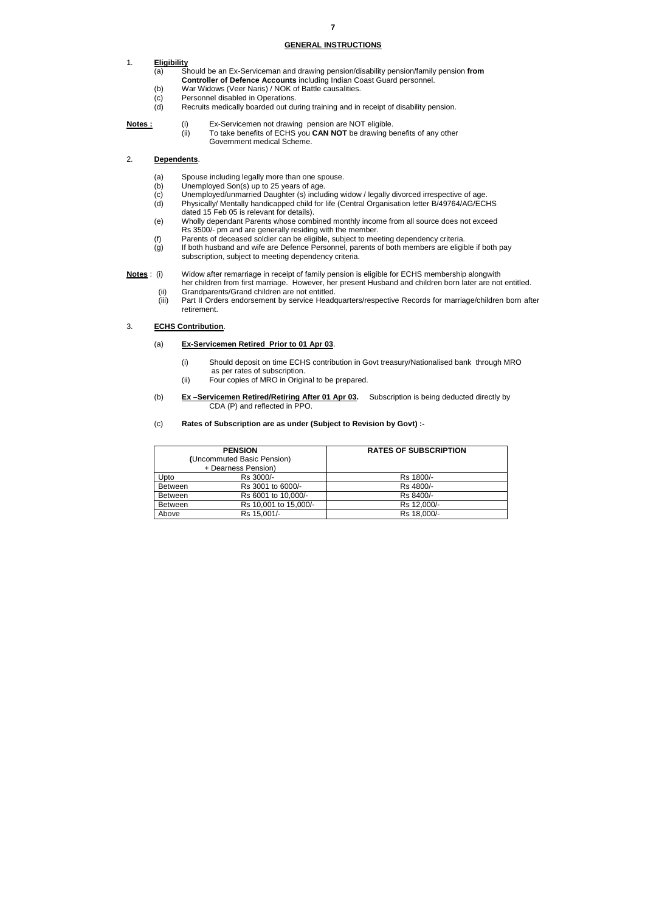## GENERAL INSTRUCTIONS

1. **Eligibility**

   (a) Should be an Ex-Serviceman and drawing pension/disability pension/family pension **from Controller of Defence Accounts** including Indian Coast Guard personnel.

   (b) War Widows (Veer Naris) / NOK of Battle causalities.

   (c) Personnel disabled in Operations.

   (d) Recruits medically boarded out during training and in receipt of disability pension.

**Notes :** (i) Ex-Servicemen not drawing pension are NOT eligible.

(ii) To take benefits of ECHS you **CAN NOT** be drawing benefits of any other Government medical Scheme.

2. **Dependents**.

   (a) Spouse including legally more than one spouse.

   (b) Unemployed Son(s) up to 25 years of age.

   (c) Unemployed/unmarried Daughter (s) including widow / legally divorced irrespective of age.

   (d) Physically/ Mentally handicapped child for life (Central Organisation letter B/49764/AG/ECHS dated 15 Feb 05 is relevant for details).

   (e) Wholly dependant Parents whose combined monthly income from all source does not exceed Rs 3500/- pm and are generally residing with the member.

   (f) Parents of deceased soldier can be eligible, subject to meeting dependency criteria.

   (g) If both husband and wife are Defence Personnel, parents of both members are eligible if both pay subscription, subject to meeting dependency criteria.

**Notes** : (i) Widow after remarriage in receipt of family pension is eligible for ECHS membership alongwith her children from first marriage. However, her present Husband and children born later are not entitled.

(ii) Grandparents/Grand children are not entitled.

(iii) Part II Orders endorsement by service Headquarters/respective Records for marriage/children born after retirement.

3. **ECHS Contribution**.

   (a) **Ex-Servicemen Retired Prior to 01 Apr 03**.

   (i) Should deposit on time ECHS contribution in Govt treasury/Nationalised bank through MRO as per rates of subscription.

   (ii) Four copies of MRO in Original to be prepared.

   (b) **Ex –Servicemen Retired/Retiring After 01 Apr 03.** Subscription is being deducted directly by CDA (P) and reflected in PPO.

   (c) **Rates of Subscription are as under (Subject to Revision by Govt) :-**

| **PENSION** (Uncommuted Basic Pension) + Dearness Pension) | | **RATES OF SUBSCRIPTION** |
|---|---|---|
| Upto | Rs 3000/- | Rs 1800/- |
| Between | Rs 3001 to 6000/- | Rs 4800/- |
| Between | Rs 6001 to 10,000/- | Rs 8400/- |
| Between | Rs 10,001 to 15,000/- | Rs 12,000/- |
| Above | Rs 15,001/- | Rs 18,000/- |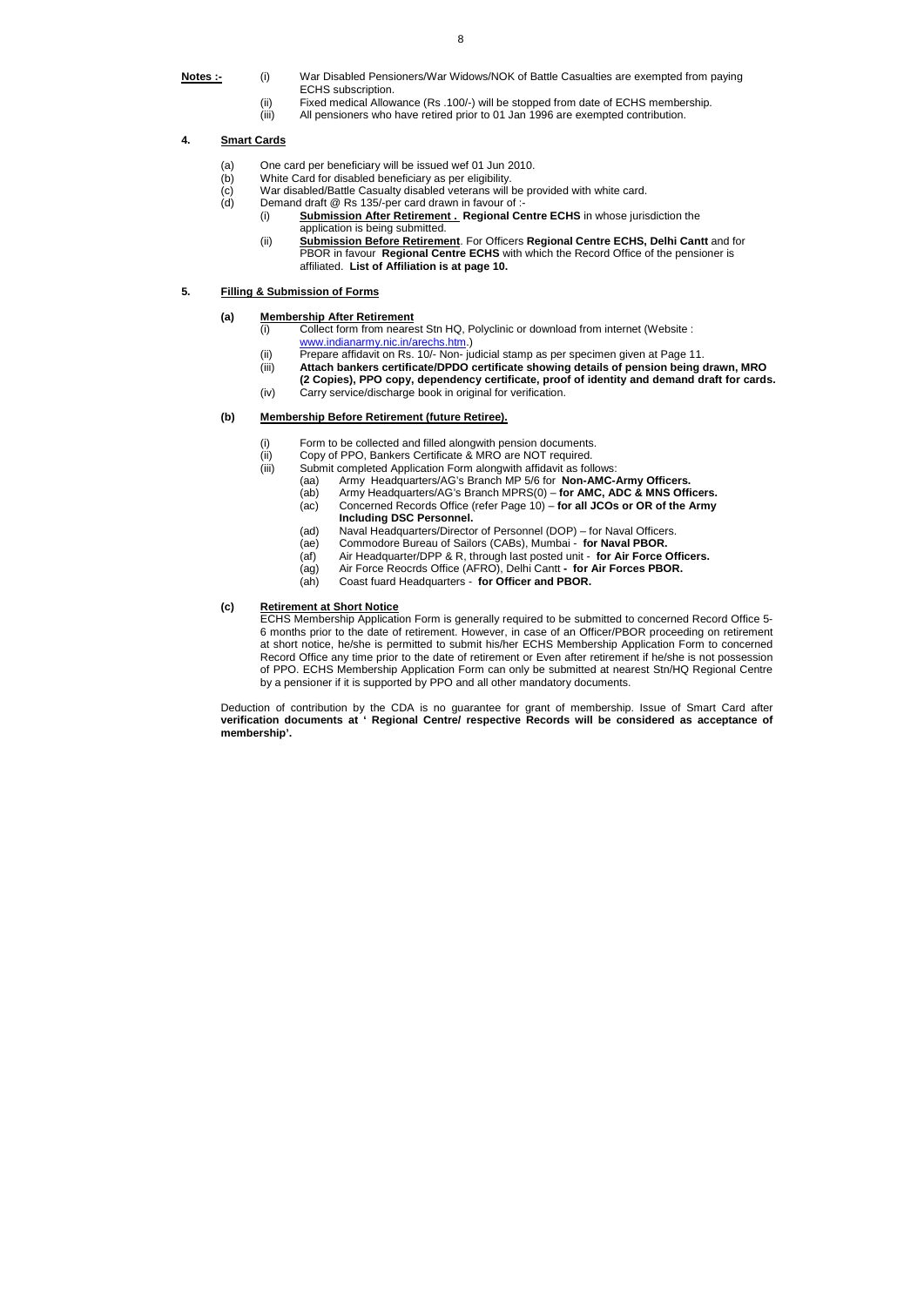**Notes :-**

(i) War Disabled Pensioners/War Widows/NOK of Battle Casualties are exempted from paying ECHS subscription.

(ii) Fixed medical Allowance (Rs .100/-) will be stopped from date of ECHS membership.

(iii) All pensioners who have retired prior to 01 Jan 1996 are exempted contribution.

**4. <u>Smart Cards</u>**

(a) One card per beneficiary will be issued wef 01 Jun 2010.

(b) White Card for disabled beneficiary as per eligibility.

(c) War disabled/Battle Casualty disabled veterans will be provided with white card.

(d) Demand draft @ Rs 135/-per card drawn in favour of :-

(i) **<u>Submission After Retirement .</u> Regional Centre ECHS** in whose jurisdiction the application is being submitted.

(ii) **<u>Submission Before Retirement</u>**. For Officers **Regional Centre ECHS, Delhi Cantt** and for PBOR in favour **Regional Centre ECHS** with which the Record Office of the pensioner is affiliated. **List of Affiliation is at page 10.**

**5. <u>Filling & Submission of Forms</u>**

**(a) <u>Membership After Retirement</u>**

(i) Collect form from nearest Stn HQ, Polyclinic or download from internet (Website : www.indianarmy.nic.in/arechs.htm.)

(ii) Prepare affidavit on Rs. 10/- Non- judicial stamp as per specimen given at Page 11.

(iii) **Attach bankers certificate/DPDO certificate showing details of pension being drawn, MRO (2 Copies), PPO copy, dependency certificate, proof of identity and demand draft for cards.**

(iv) Carry service/discharge book in original for verification.

**(b) <u>Membership Before Retirement (future Retiree).</u>**

(i) Form to be collected and filled alongwith pension documents.

(ii) Copy of PPO, Bankers Certificate & MRO are NOT required.

(iii) Submit completed Application Form alongwith affidavit as follows:

(aa) Army Headquarters/AG's Branch MP 5/6 for **Non-AMC-Army Officers.**

(ab) Army Headquarters/AG's Branch MPRS(0) – **for AMC, ADC & MNS Officers.**

(ac) Concerned Records Office (refer Page 10) – **for all JCOs or OR of the Army Including DSC Personnel.**

(ad) Naval Headquarters/Director of Personnel (DOP) – for Naval Officers.

(ae) Commodore Bureau of Sailors (CABs), Mumbai - **for Naval PBOR.**

(af) Air Headquarter/DPP & R, through last posted unit - **for Air Force Officers.**

(ag) Air Force Reocrds Office (AFRO), Delhi Cantt **- for Air Forces PBOR.**

(ah) Coast fuard Headquarters - **for Officer and PBOR.**

**(c) <u>Retirement at Short Notice</u>**

ECHS Membership Application Form is generally required to be submitted to concerned Record Office 5-6 months prior to the date of retirement. However, in case of an Officer/PBOR proceeding on retirement at short notice, he/she is permitted to submit his/her ECHS Membership Application Form to concerned Record Office any time prior to the date of retirement or Even after retirement if he/she is not possession of PPO. ECHS Membership Application Form can only be submitted at nearest Stn/HQ Regional Centre by a pensioner if it is supported by PPO and all other mandatory documents.

Deduction of contribution by the CDA is no guarantee for grant of membership. Issue of Smart Card after **verification documents at ' Regional Centre/ respective Records will be considered as acceptance of membership'.**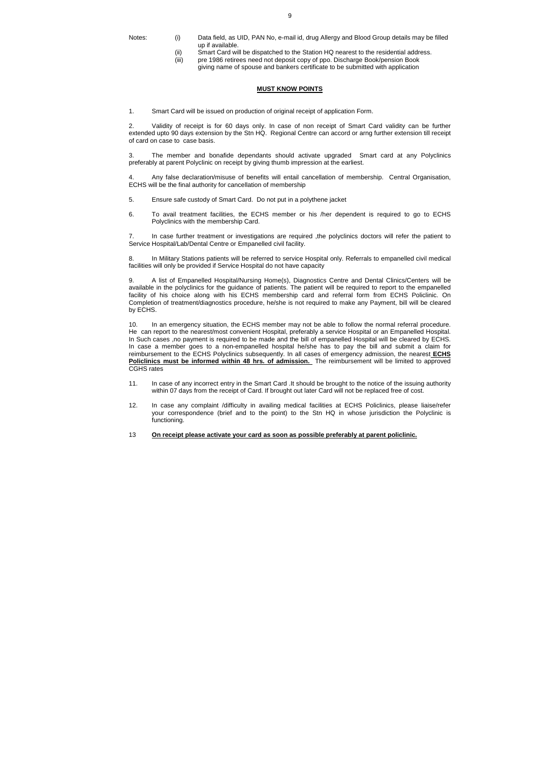Notes:

(i) Data field, as UID, PAN No, e-mail id, drug Allergy and Blood Group details may be filled up if available.
(ii) Smart Card will be dispatched to the Station HQ nearest to the residential address.
(iii) pre 1986 retirees need not deposit copy of ppo. Discharge Book/pension Book giving name of spouse and bankers certificate to be submitted with application

**MUST KNOW POINTS**

1. Smart Card will be issued on production of original receipt of application Form.

2. Validity of receipt is for 60 days only. In case of non receipt of Smart Card validity can be further extended upto 90 days extension by the Stn HQ. Regional Centre can accord or arng further extension till receipt of card on case to case basis.

3. The member and bonafide dependants should activate upgraded Smart card at any Polyclinics preferably at parent Polyclinic on receipt by giving thumb impression at the earliest.

4. Any false declaration/misuse of benefits will entail cancellation of membership. Central Organisation, ECHS will be the final authority for cancellation of membership

5. Ensure safe custody of Smart Card. Do not put in a polythene jacket

6. To avail treatment facilities, the ECHS member or his /her dependent is required to go to ECHS Polyclinics with the membership Card.

7. In case further treatment or investigations are required ,the polyclinics doctors will refer the patient to Service Hospital/Lab/Dental Centre or Empanelled civil facility.

8. In Military Stations patients will be referred to service Hospital only. Referrals to empanelled civil medical facilities will only be provided if Service Hospital do not have capacity

9. A list of Empanelled Hospital/Nursing Home(s), Diagnostics Centre and Dental Clinics/Centers will be available in the polyclinics for the guidance of patients. The patient will be required to report to the empanelled facility of his choice along with his ECHS membership card and referral form from ECHS Policlinic. On Completion of treatment/diagnostics procedure, he/she is not required to make any Payment, bill will be cleared by ECHS.

10. In an emergency situation, the ECHS member may not be able to follow the normal referral procedure. He can report to the nearest/most convenient Hospital, preferably a service Hospital or an Empanelled Hospital. In Such cases ,no payment is required to be made and the bill of empanelled Hospital will be cleared by ECHS. In case a member goes to a non-empanelled hospital he/she has to pay the bill and submit a claim for reimbursement to the ECHS Polyclinics subsequently. In all cases of emergency admission, the nearest **ECHS Policlinics must be informed within 48 hrs. of admission.** The reimbursement will be limited to approved CGHS rates

11. In case of any incorrect entry in the Smart Card .It should be brought to the notice of the issuing authority within 07 days from the receipt of Card. If brought out later Card will not be replaced free of cost.

12. In case any complaint /difficulty in availing medical facilities at ECHS Policlinics, please liaise/refer your correspondence (brief and to the point) to the Stn HQ in whose jurisdiction the Polyclinic is functioning.

13 **On receipt please activate your card as soon as possible preferably at parent policlinic.**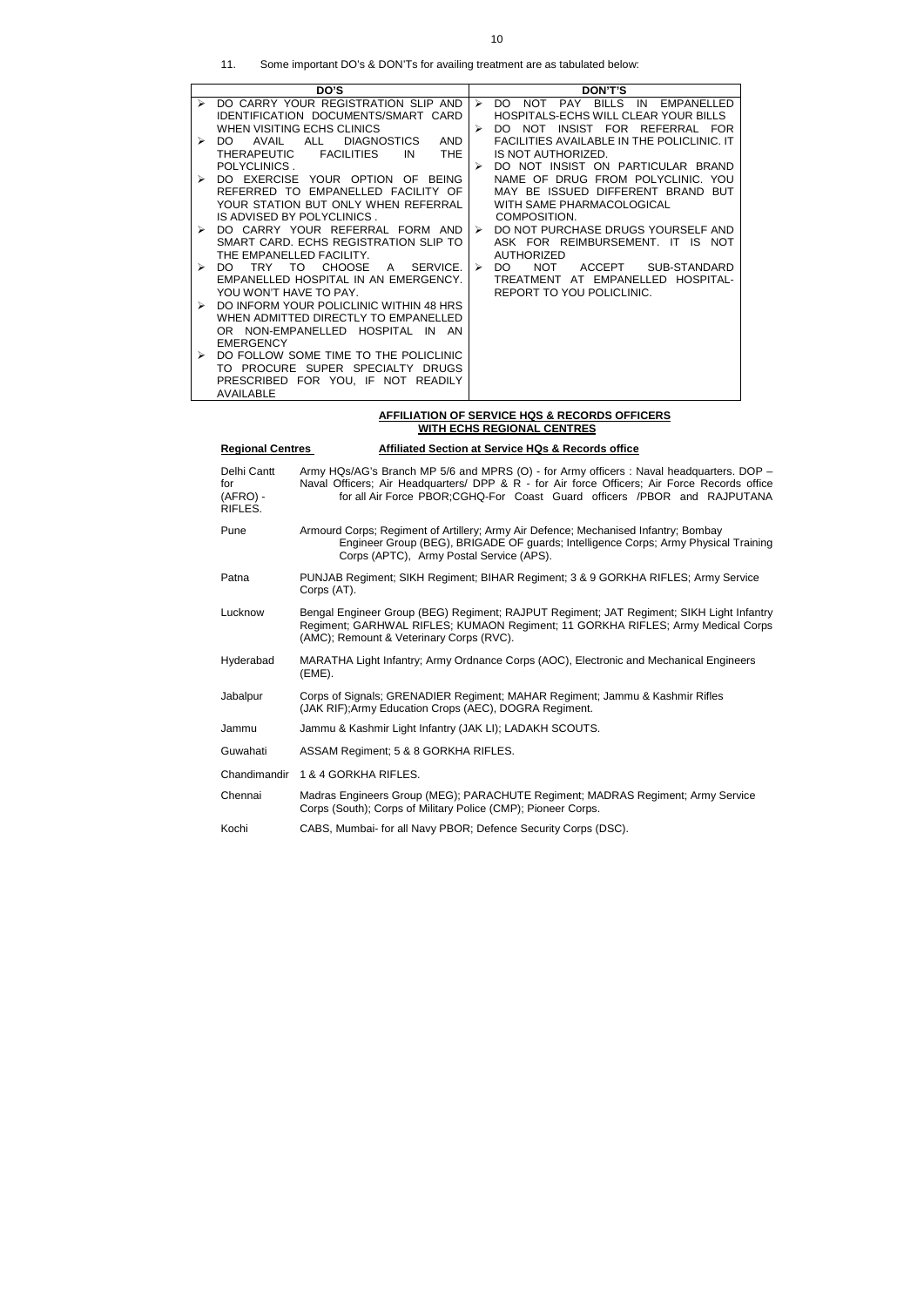11. Some important DO's & DON'Ts for availing treatment are as tabulated below:

| DO'S | DON'T'S |
|---|---|
| ➢ DO CARRY YOUR REGISTRATION SLIP AND IDENTIFICATION DOCUMENTS/SMART CARD WHEN VISITING ECHS CLINICS<br>➢ DO AVAIL ALL DIAGNOSTICS AND THERAPEUTIC FACILITIES IN THE POLYCLINICS .<br>➢ DO EXERCISE YOUR OPTION OF BEING REFERRED TO EMPANELLED FACILITY OF YOUR STATION BUT ONLY WHEN REFERRAL IS ADVISED BY POLYCLINICS .<br>➢ DO CARRY YOUR REFERRAL FORM AND SMART CARD. ECHS REGISTRATION SLIP TO THE EMPANELLED FACILITY.<br>➢ DO TRY TO CHOOSE A SERVICE. EMPANELLED HOSPITAL IN AN EMERGENCY. YOU WON'T HAVE TO PAY.<br>➢ DO INFORM YOUR POLICLINIC WITHIN 48 HRS WHEN ADMITTED DIRECTLY TO EMPANELLED OR NON-EMPANELLED HOSPITAL IN AN EMERGENCY<br>➢ DO FOLLOW SOME TIME TO THE POLICLINIC TO PROCURE SUPER SPECIALTY DRUGS PRESCRIBED FOR YOU, IF NOT READILY AVAILABLE | ➢ DO NOT PAY BILLS IN EMPANELLED HOSPITALS-ECHS WILL CLEAR YOUR BILLS<br>➢ DO NOT INSIST FOR REFERRAL FOR FACILITIES AVAILABLE IN THE POLICLINIC. IT IS NOT AUTHORIZED.<br>➢ DO NOT INSIST ON PARTICULAR BRAND NAME OF DRUG FROM POLYCLINIC. YOU MAY BE ISSUED DIFFERENT BRAND BUT WITH SAME PHARMACOLOGICAL COMPOSITION.<br>➢ DO NOT PURCHASE DRUGS YOURSELF AND ASK FOR REIMBURSEMENT. IT IS NOT AUTHORIZED<br>➢ DO NOT ACCEPT SUB-STANDARD TREATMENT AT EMPANELLED HOSPITAL- REPORT TO YOU POLICLINIC. |

## AFFILIATION OF SERVICE HQS & RECORDS OFFICERS WITH ECHS REGIONAL CENTRES

| Regional Centres | Affiliated Section at Service HQs & Records office |
|---|---|
| Delhi Cantt for (AFRO) - RIFLES. | Army HQs/AG's Branch MP 5/6 and MPRS (O) - for Army officers : Naval headquarters. DOP – Naval Officers; Air Headquarters/ DPP & R - for Air force Officers; Air Force Records office for all Air Force PBOR;CGHQ-For Coast Guard officers /PBOR and RAJPUTANA |
| Pune | Armourd Corps; Regiment of Artillery; Army Air Defence; Mechanised Infantry; Bombay Engineer Group (BEG), BRIGADE OF guards; Intelligence Corps; Army Physical Training Corps (APTC), Army Postal Service (APS). |
| Patna | PUNJAB Regiment; SIKH Regiment; BIHAR Regiment; 3 & 9 GORKHA RIFLES; Army Service Corps (AT). |
| Lucknow | Bengal Engineer Group (BEG) Regiment; RAJPUT Regiment; JAT Regiment; SIKH Light Infantry Regiment; GARHWAL RIFLES; KUMAON Regiment; 11 GORKHA RIFLES; Army Medical Corps (AMC); Remount & Veterinary Corps (RVC). |
| Hyderabad | MARATHA Light Infantry; Army Ordnance Corps (AOC), Electronic and Mechanical Engineers (EME). |
| Jabalpur | Corps of Signals; GRENADIER Regiment; MAHAR Regiment; Jammu & Kashmir Rifles (JAK RIF);Army Education Crops (AEC), DOGRA Regiment. |
| Jammu | Jammu & Kashmir Light Infantry (JAK LI); LADAKH SCOUTS. |
| Guwahati | ASSAM Regiment; 5 & 8 GORKHA RIFLES. |
| Chandimandir | 1 & 4 GORKHA RIFLES. |
| Chennai | Madras Engineers Group (MEG); PARACHUTE Regiment; MADRAS Regiment; Army Service Corps (South); Corps of Military Police (CMP); Pioneer Corps. |
| Kochi | CABS, Mumbai- for all Navy PBOR; Defence Security Corps (DSC). |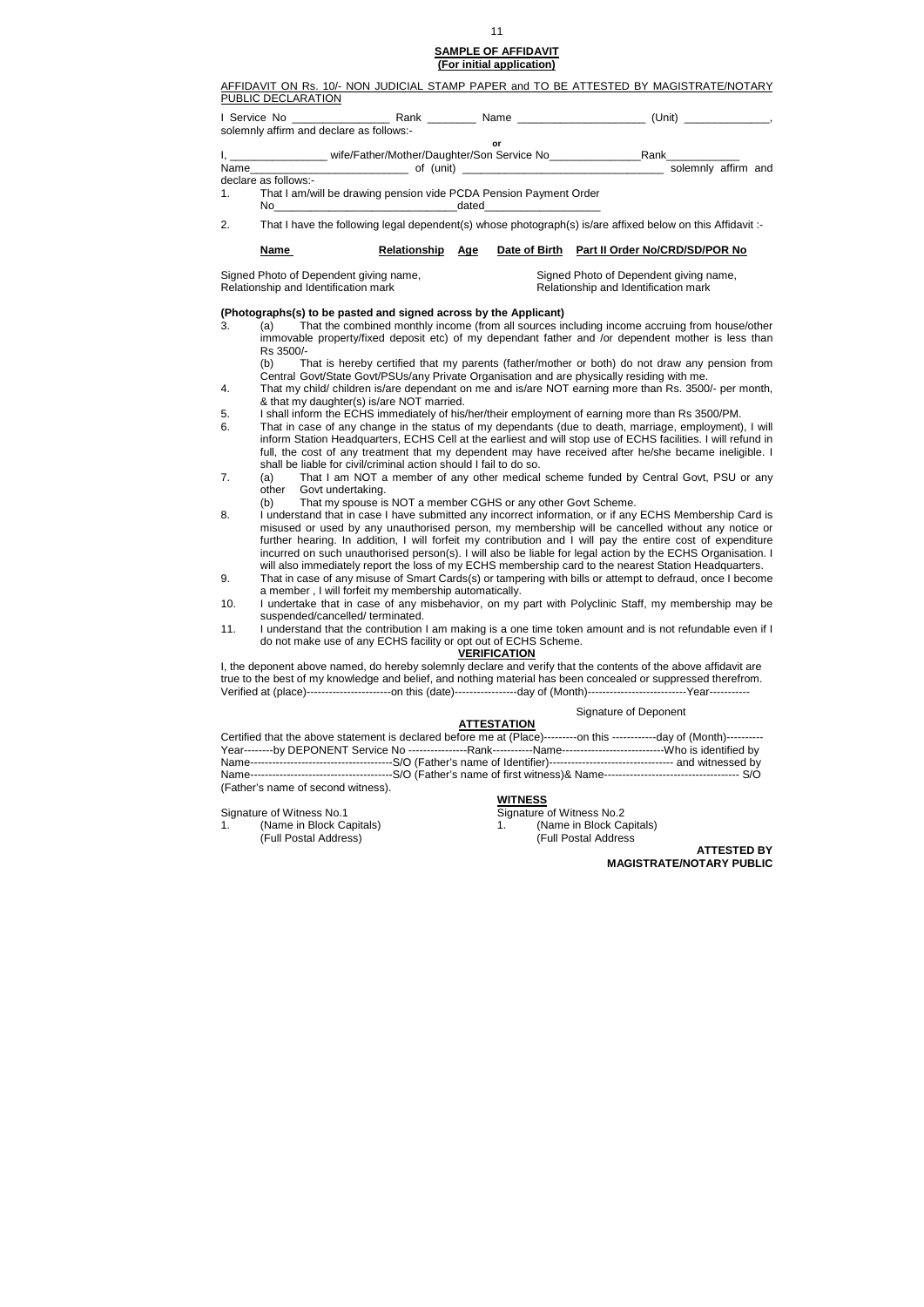**SAMPLE OF AFFIDAVIT**
**(For initial application)**

AFFIDAVIT ON Rs. 10/- NON JUDICIAL STAMP PAPER and TO BE ATTESTED BY MAGISTRATE/NOTARY PUBLIC DECLARATION

I Service No \_\_\_\_\_\_\_\_\_\_\_\_\_\_\_\_ Rank \_\_\_\_\_\_\_\_ Name \_\_\_\_\_\_\_\_\_\_\_\_\_\_\_\_\_\_\_\_\_ (Unit) \_\_\_\_\_\_\_\_\_\_\_\_\_\_, solemnly affirm and declare as follows:-

**or**

I, \_\_\_\_\_\_\_\_\_\_\_\_\_\_\_\_ wife/Father/Mother/Daughter/Son Service No\_\_\_\_\_\_\_\_\_\_\_\_\_\_\_Rank\_\_\_\_\_\_\_\_\_\_\_\_ Name\_\_\_\_\_\_\_\_\_\_\_\_\_\_\_\_\_\_\_\_\_\_\_\_\_\_\_ of (unit) \_\_\_\_\_\_\_\_\_\_\_\_\_\_\_\_\_\_\_\_\_\_\_\_\_\_\_\_\_\_\_\_\_\_ solemnly affirm and declare as follows:-

1. That I am/will be drawing pension vide PCDA Pension Payment Order No\_\_\_\_\_\_\_\_\_\_\_\_\_\_\_\_\_\_\_\_\_\_\_\_\_\_\_\_\_\_dated\_\_\_\_\_\_\_\_\_\_\_\_\_\_\_\_\_\_\_

2. That I have the following legal dependent(s) whose photograph(s) is/are affixed below on this Affidavit :-

| Name | Relationship | Age | Date of Birth | Part II Order No/CRD/SD/POR No |
|---|---|---|---|---|

Signed Photo of Dependent giving name, Relationship and Identification mark

Signed Photo of Dependent giving name, Relationship and Identification mark

**(Photographs(s) to be pasted and signed across by the Applicant)**

3. (a) That the combined monthly income (from all sources including income accruing from house/other immovable property/fixed deposit etc) of my dependant father and /or dependent mother is less than Rs 3500/-

   (b) That is hereby certified that my parents (father/mother or both) do not draw any pension from Central Govt/State Govt/PSUs/any Private Organisation and are physically residing with me.

4. That my child/ children is/are dependant on me and is/are NOT earning more than Rs. 3500/- per month, & that my daughter(s) is/are NOT married.

5. I shall inform the ECHS immediately of his/her/their employment of earning more than Rs 3500/PM.

6. That in case of any change in the status of my dependants (due to death, marriage, employment), I will inform Station Headquarters, ECHS Cell at the earliest and will stop use of ECHS facilities. I will refund in full, the cost of any treatment that my dependent may have received after he/she became ineligible. I shall be liable for civil/criminal action should I fail to do so.

7. (a) That I am NOT a member of any other medical scheme funded by Central Govt, PSU or any other Govt undertaking.

   (b) That my spouse is NOT a member CGHS or any other Govt Scheme.

8. I understand that in case I have submitted any incorrect information, or if any ECHS Membership Card is misused or used by any unauthorised person, my membership will be cancelled without any notice or further hearing. In addition, I will forfeit my contribution and I will pay the entire cost of expenditure incurred on such unauthorised person(s). I will also be liable for legal action by the ECHS Organisation. I will also immediately report the loss of my ECHS membership card to the nearest Station Headquarters.

9. That in case of any misuse of Smart Cards(s) or tampering with bills or attempt to defraud, once I become a member , I will forfeit my membership automatically.

10. I undertake that in case of any misbehavior, on my part with Polyclinic Staff, my membership may be suspended/cancelled/ terminated.

11. I understand that the contribution I am making is a one time token amount and is not refundable even if I do not make use of any ECHS facility or opt out of ECHS Scheme.

**VERIFICATION**

I, the deponent above named, do hereby solemnly declare and verify that the contents of the above affidavit are true to the best of my knowledge and belief, and nothing material has been concealed or suppressed therefrom. Verified at (place)-----------------------on this (date)-----------------day of (Month)---------------------------Year-----------

Signature of Deponent

**ATTESTATION**

Certified that the above statement is declared before me at (Place)---------on this ------------day of (Month)---------- Year--------by DEPONENT Service No ----------------Rank-----------Name----------------------------Who is identified by Name--------------------------------------S/O (Father's name of Identifier)--------------------------------- and witnessed by Name--------------------------------------S/O (Father's name of first witness)& Name------------------------------------ S/O (Father's name of second witness).

**WITNESS**

Signature of Witness No.1
1. (Name in Block Capitals)
   (Full Postal Address)

Signature of Witness No.2
1. (Name in Block Capitals)
   (Full Postal Address

**ATTESTED BY**
**MAGISTRATE/NOTARY PUBLIC**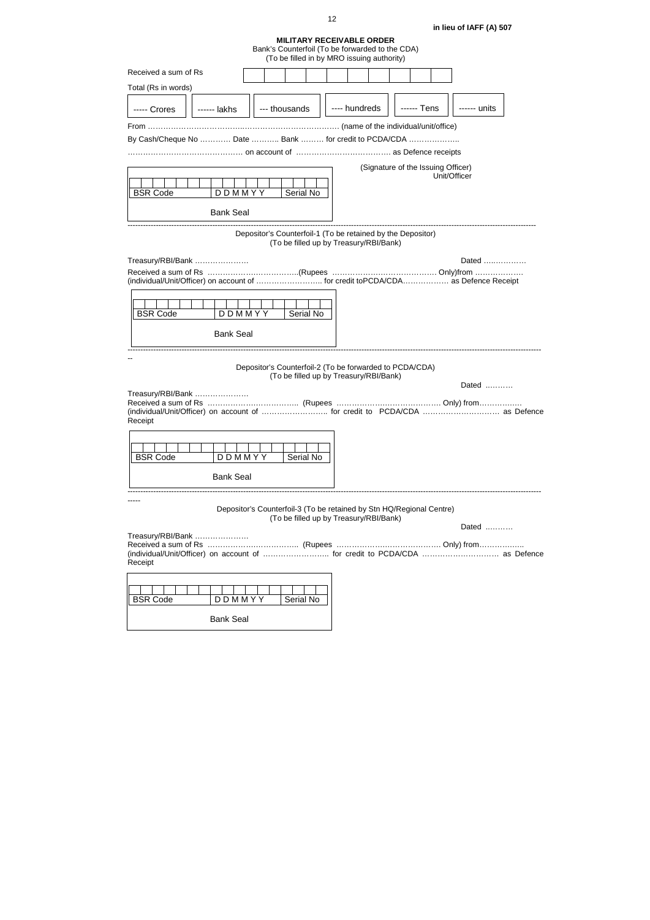in lieu of IAFF (A) 507

**MILITARY RECEIVABLE ORDER**

Bank's Counterfoil (To be forwarded to the CDA)
(To be filled in by MRO issuing authority)

Received a sum of Rs

Total (Rs in words)

| ----- Crores | ------ lakhs | --- thousands | ---- hundreds | ------ Tens | ------ units |
|---|---|---|---|---|---|

From …………………………………………………………………… (name of the individual/unit/office)

By Cash/Cheque No ………… Date ……….. Bank ……… for credit to PCDA/CDA ………………..

…………………………………… on account of ……………………………… as Defence receipts

(Signature of the Issuing Officer)
Unit/Officer

| BSR Code | D D M M Y Y | Serial No |
|---|---|---|
| Bank Seal | | |

---

Depositor's Counterfoil-1 (To be retained by the Depositor)
(To be filled up by Treasury/RBI/Bank)

Treasury/RBI/Bank ………………… Dated ……………

Received a sum of Rs ……………………………..(Rupees …………………………………… Only)from ………………
(individual/Unit/Officer) on account of …………………….. for credit toPCDA/CDA……………… as Defence Receipt

| BSR Code | D D M M Y Y | Serial No |
|---|---|---|
| Bank Seal | | |

---

Depositor's Counterfoil-2 (To be forwarded to PCDA/CDA)
(To be filled up by Treasury/RBI/Bank)

Dated ……….

Treasury/RBI/Bank …………………
Received a sum of Rs …………………………….. (Rupees …………………………………. Only) from…………….
(individual/Unit/Officer) on account of …………………….. for credit to PCDA/CDA ………………………… as Defence Receipt

| BSR Code | D D M M Y Y | Serial No |
|---|---|---|
| Bank Seal | | |

---

Depositor's Counterfoil-3 (To be retained by Stn HQ/Regional Centre)
(To be filled up by Treasury/RBI/Bank)

Dated ……….

Treasury/RBI/Bank …………………
Received a sum of Rs …………………………….. (Rupees …………………………………. Only) from……………..
(individual/Unit/Officer) on account of …………………….. for credit to PCDA/CDA ………………………… as Defence Receipt

| BSR Code | D D M M Y Y | Serial No |
|---|---|---|
| Bank Seal | | |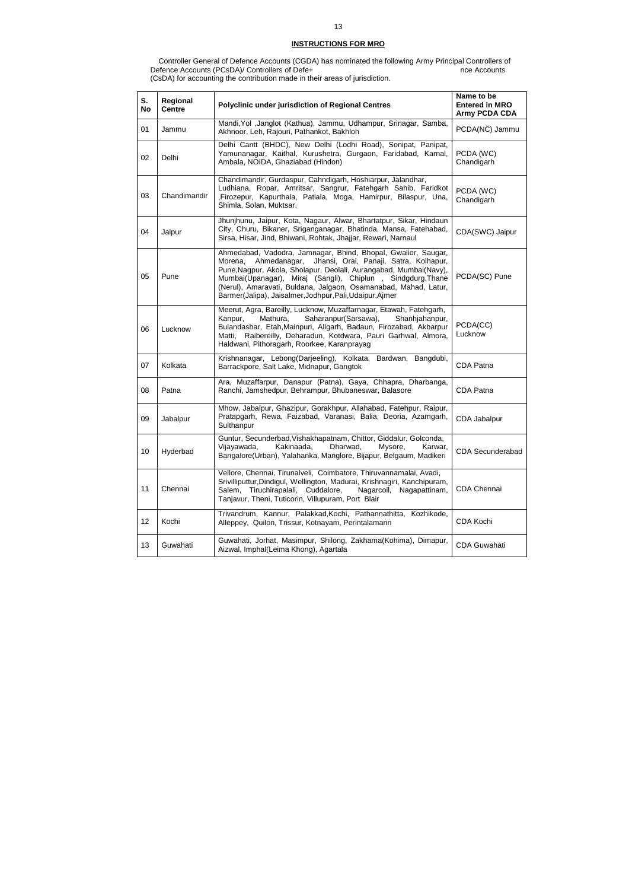## INSTRUCTIONS FOR MRO

Controller General of Defence Accounts (CGDA) has nominated the following Army Principal Controllers of Defence Accounts (PCsDA)/ Controllers of Defe+ nce Accounts (CsDA) for accounting the contribution made in their areas of jurisdiction.

| S. No | Regional Centre | Polyclinic under jurisdiction of Regional Centres | Name to be Entered in MRO Army PCDA CDA |
|---|---|---|---|
| 01 | Jammu | Mandi,Yol ,Janglot (Kathua), Jammu, Udhampur, Srinagar, Samba, Akhnoor, Leh, Rajouri, Pathankot, Bakhloh | PCDA(NC) Jammu |
| 02 | Delhi | Delhi Cantt (BHDC), New Delhi (Lodhi Road), Sonipat, Panipat, Yamunanagar, Kaithal, Kurushetra, Gurgaon, Faridabad, Karnal, Ambala, NOIDA, Ghaziabad (Hindon) | PCDA (WC) Chandigarh |
| 03 | Chandimandir | Chandimandir, Gurdaspur, Cahndigarh, Hoshiarpur, Jalandhar, Ludhiana, Ropar, Amritsar, Sangrur, Fatehgarh Sahib, Faridkot ,Firozepur, Kapurthala, Patiala, Moga, Hamirpur, Bilaspur, Una, Shimla, Solan, Muktsar. | PCDA (WC) Chandigarh |
| 04 | Jaipur | Jhunjhunu, Jaipur, Kota, Nagaur, Alwar, Bhartatpur, Sikar, Hindaun City, Churu, Bikaner, Sriganganagar, Bhatinda, Mansa, Fatehabad, Sirsa, Hisar, Jind, Bhiwani, Rohtak, Jhajjar, Rewari, Narnaul | CDA(SWC) Jaipur |
| 05 | Pune | Ahmedabad, Vadodra, Jamnagar, Bhind, Bhopal, Gwalior, Saugar, Morena, Ahmedanagar, Jhansi, Orai, Panaji, Satra, Kolhapur, Pune,Nagpur, Akola, Sholapur, Deolali, Aurangabad, Mumbai(Navy), Mumbai(Upanagar), Miraj (Sangli), Chiplun , Sindgdurg,Thane (Nerul), Amaravati, Buldana, Jalgaon, Osamanabad, Mahad, Latur, Barmer(Jalipa), Jaisalmer,Jodhpur,Pali,Udaipur,Ajmer | PCDA(SC) Pune |
| 06 | Lucknow | Meerut, Agra, Bareilly, Lucknow, Muzaffarnagar, Etawah, Fatehgarh, Kanpur, Mathura, Saharanpur(Sarsawa), Shanhjahanpur, Bulandashar, Etah,Mainpuri, Aligarh, Badaun, Firozabad, Akbarpur Matti, Raibereilly, Deharadun, Kotdwara, Pauri Garhwal, Almora, Haldwani, Pithoragarh, Roorkee, Karanprayag | PCDA(CC) Lucknow |
| 07 | Kolkata | Krishnanagar, Lebong(Darjeeling), Kolkata, Bardwan, Bangdubi, Barrackpore, Salt Lake, Midnapur, Gangtok | CDA Patna |
| 08 | Patna | Ara, Muzaffarpur, Danapur (Patna), Gaya, Chhapra, Dharbanga, Ranchi, Jamshedpur, Behrampur, Bhubaneswar, Balasore | CDA Patna |
| 09 | Jabalpur | Mhow, Jabalpur, Ghazipur, Gorakhpur, Allahabad, Fatehpur, Raipur, Pratapgarh, Rewa, Faizabad, Varanasi, Balia, Deoria, Azamgarh, Sulthanpur | CDA Jabalpur |
| 10 | Hyderbad | Guntur, Secunderbad,Vishakhapatnam, Chittor, Giddalur, Golconda, Vijayawada, Kakinaada, Dharwad, Mysore, Karwar, Bangalore(Urban), Yalahanka, Manglore, Bijapur, Belgaum, Madikeri | CDA Secunderabad |
| 11 | Chennai | Vellore, Chennai, Tirunalveli, Coimbatore, Thiruvannamalai, Avadi, Srivilliputtur,Dindigul, Wellington, Madurai, Krishnagiri, Kanchipuram, Salem, Tiruchirapalali, Cuddalore, Nagarcoil, Nagapattinam, Tanjavur, Theni, Tuticorin, Villupuram, Port Blair | CDA Chennai |
| 12 | Kochi | Trivandrum, Kannur, Palakkad,Kochi, Pathannathitta, Kozhikode, Alleppey, Quilon, Trissur, Kotnayam, Perintalamann | CDA Kochi |
| 13 | Guwahati | Guwahati, Jorhat, Masimpur, Shilong, Zakhama(Kohima), Dimapur, Aizwal, Imphal(Leima Khong), Agartala | CDA Guwahati |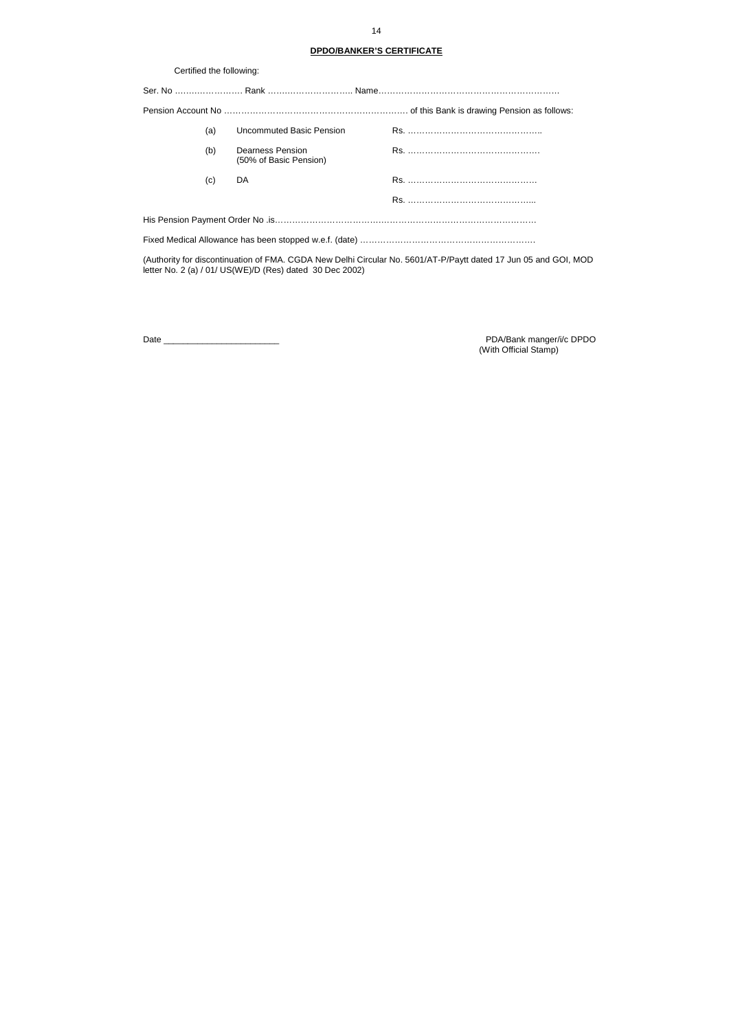**DPDO/BANKER'S CERTIFICATE**

Certified the following:

Ser. No …………………… Rank ……………………….. Name……………………………………………………….

Pension Account No ………………………………………………………. of this Bank is drawing Pension as follows:

| | | |
|---|---|---|
| (a) | Uncommuted Basic Pension | Rs. ……………………………………….. |
| (b) | Dearness Pension (50% of Basic Pension) | Rs. ………………………………………. |
| (c) | DA | Rs. ………………………………………. |
| | | Rs. ……………………………………... |

His Pension Payment Order No .is………………………………………………………………………………….

Fixed Medical Allowance has been stopped w.e.f. (date) ……………………………………………………

(Authority for discontinuation of FMA. CGDA New Delhi Circular No. 5601/AT-P/Paytt dated 17 Jun 05 and GOI, MOD letter No. 2 (a) / 01/ US(WE)/D (Res) dated 30 Dec 2002)

Date _______________________

PDA/Bank manger/i/c DPDO
(With Official Stamp)